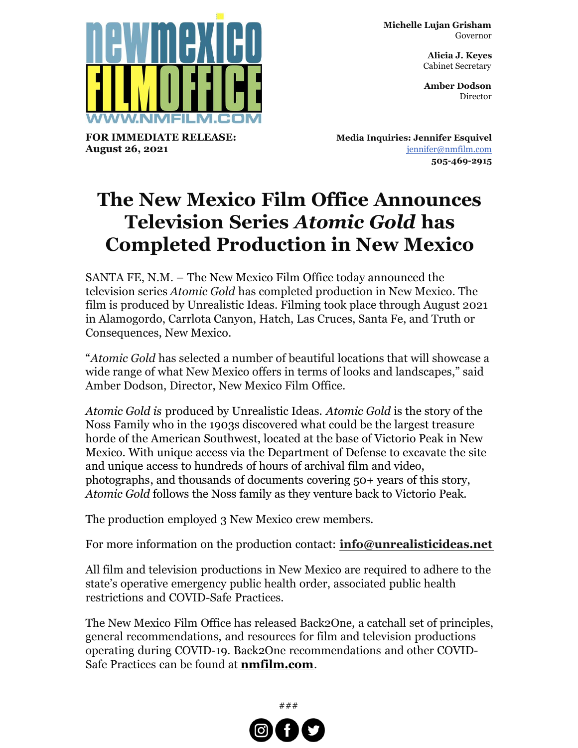**Michelle Lujan Grisham**
Governor

**Alicia J. Keyes**
Cabinet Secretary

**Amber Dodson**
Director

**FOR IMMEDIATE RELEASE:**
**August 26, 2021**

**Media Inquiries: Jennifer Esquivel**
jennifer@nmfilm.com
**505-469-2915**

# The New Mexico Film Office Announces Television Series *Atomic Gold* has Completed Production in New Mexico

SANTA FE, N.M. – The New Mexico Film Office today announced the television series *Atomic Gold* has completed production in New Mexico. The film is produced by Unrealistic Ideas. Filming took place through August 2021 in Alamogordo, Carrlota Canyon, Hatch, Las Cruces, Santa Fe, and Truth or Consequences, New Mexico.

"*Atomic Gold* has selected a number of beautiful locations that will showcase a wide range of what New Mexico offers in terms of looks and landscapes," said Amber Dodson, Director, New Mexico Film Office.

*Atomic Gold is* produced by Unrealistic Ideas. *Atomic Gold* is the story of the Noss Family who in the 1903s discovered what could be the largest treasure horde of the American Southwest, located at the base of Victorio Peak in New Mexico. With unique access via the Department of Defense to excavate the site and unique access to hundreds of hours of archival film and video, photographs, and thousands of documents covering 50+ years of this story, *Atomic Gold* follows the Noss family as they venture back to Victorio Peak.

The production employed 3 New Mexico crew members.

For more information on the production contact: **info@unrealisticideas.net**

All film and television productions in New Mexico are required to adhere to the state's operative emergency public health order, associated public health restrictions and COVID-Safe Practices.

The New Mexico Film Office has released Back2One, a catchall set of principles, general recommendations, and resources for film and television productions operating during COVID-19. Back2One recommendations and other COVID-Safe Practices can be found at **nmfilm.com**.

###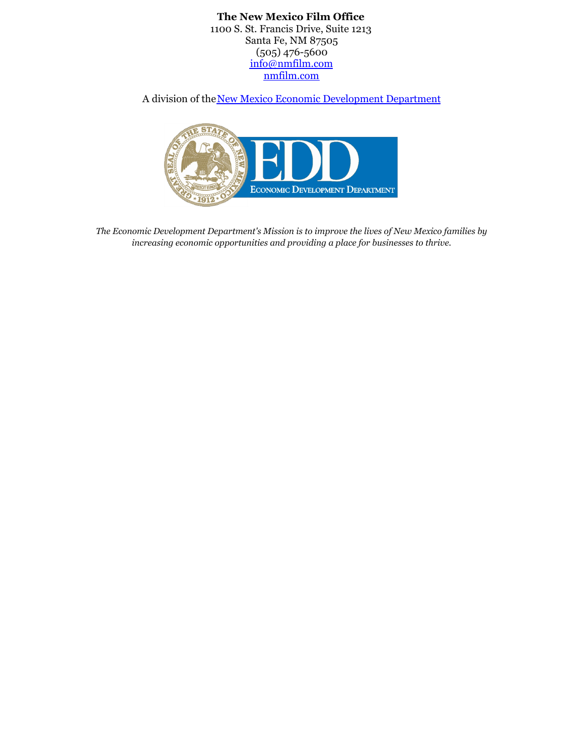**The New Mexico Film Office**
1100 S. St. Francis Drive, Suite 1213
Santa Fe, NM 87505
(505) 476-5600
info@nmfilm.com
nmfilm.com

A division of the New Mexico Economic Development Department

*The Economic Development Department's Mission is to improve the lives of New Mexico families by increasing economic opportunities and providing a place for businesses to thrive.*